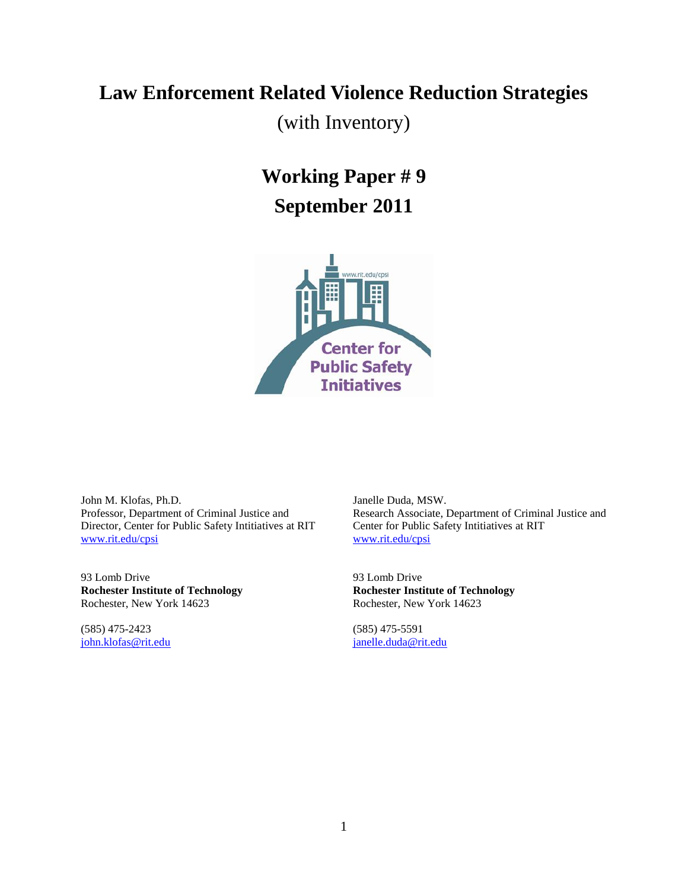# Law Enforcement Related Violence Reduction Strategies

(with Inventory)

## Working Paper # 9

## September 2011

John M. Klofas, Ph.D.
Professor, Department of Criminal Justice and
Director, Center for Public Safety Intitiatives at RIT
www.rit.edu/cpsi

93 Lomb Drive
**Rochester Institute of Technology**
Rochester, New York 14623

(585) 475-2423
john.klofas@rit.edu

Janelle Duda, MSW.
Research Associate, Department of Criminal Justice and
Center for Public Safety Intitiatives at RIT
www.rit.edu/cpsi

93 Lomb Drive
**Rochester Institute of Technology**
Rochester, New York 14623

(585) 475-5591
janelle.duda@rit.edu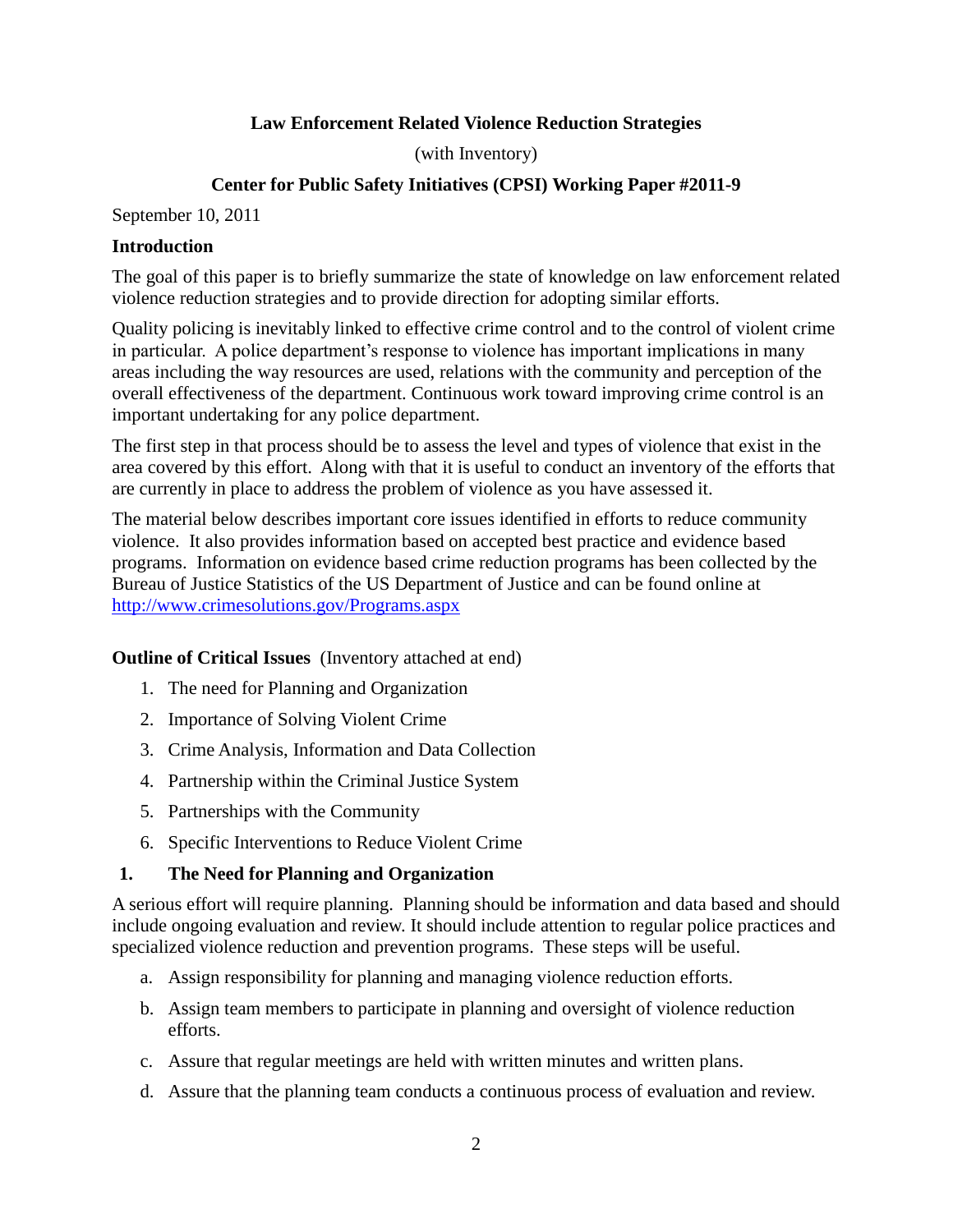**Law Enforcement Related Violence Reduction Strategies**

(with Inventory)

**Center for Public Safety Initiatives (CPSI) Working Paper #2011-9**

September 10, 2011

**Introduction**

The goal of this paper is to briefly summarize the state of knowledge on law enforcement related violence reduction strategies and to provide direction for adopting similar efforts.

Quality policing is inevitably linked to effective crime control and to the control of violent crime in particular. A police department's response to violence has important implications in many areas including the way resources are used, relations with the community and perception of the overall effectiveness of the department. Continuous work toward improving crime control is an important undertaking for any police department.

The first step in that process should be to assess the level and types of violence that exist in the area covered by this effort. Along with that it is useful to conduct an inventory of the efforts that are currently in place to address the problem of violence as you have assessed it.

The material below describes important core issues identified in efforts to reduce community violence. It also provides information based on accepted best practice and evidence based programs. Information on evidence based crime reduction programs has been collected by the Bureau of Justice Statistics of the US Department of Justice and can be found online at http://www.crimesolutions.gov/Programs.aspx

**Outline of Critical Issues** (Inventory attached at end)

1. The need for Planning and Organization
2. Importance of Solving Violent Crime
3. Crime Analysis, Information and Data Collection
4. Partnership within the Criminal Justice System
5. Partnerships with the Community
6. Specific Interventions to Reduce Violent Crime

**1. The Need for Planning and Organization**

A serious effort will require planning. Planning should be information and data based and should include ongoing evaluation and review. It should include attention to regular police practices and specialized violence reduction and prevention programs. These steps will be useful.

a. Assign responsibility for planning and managing violence reduction efforts.
b. Assign team members to participate in planning and oversight of violence reduction efforts.
c. Assure that regular meetings are held with written minutes and written plans.
d. Assure that the planning team conducts a continuous process of evaluation and review.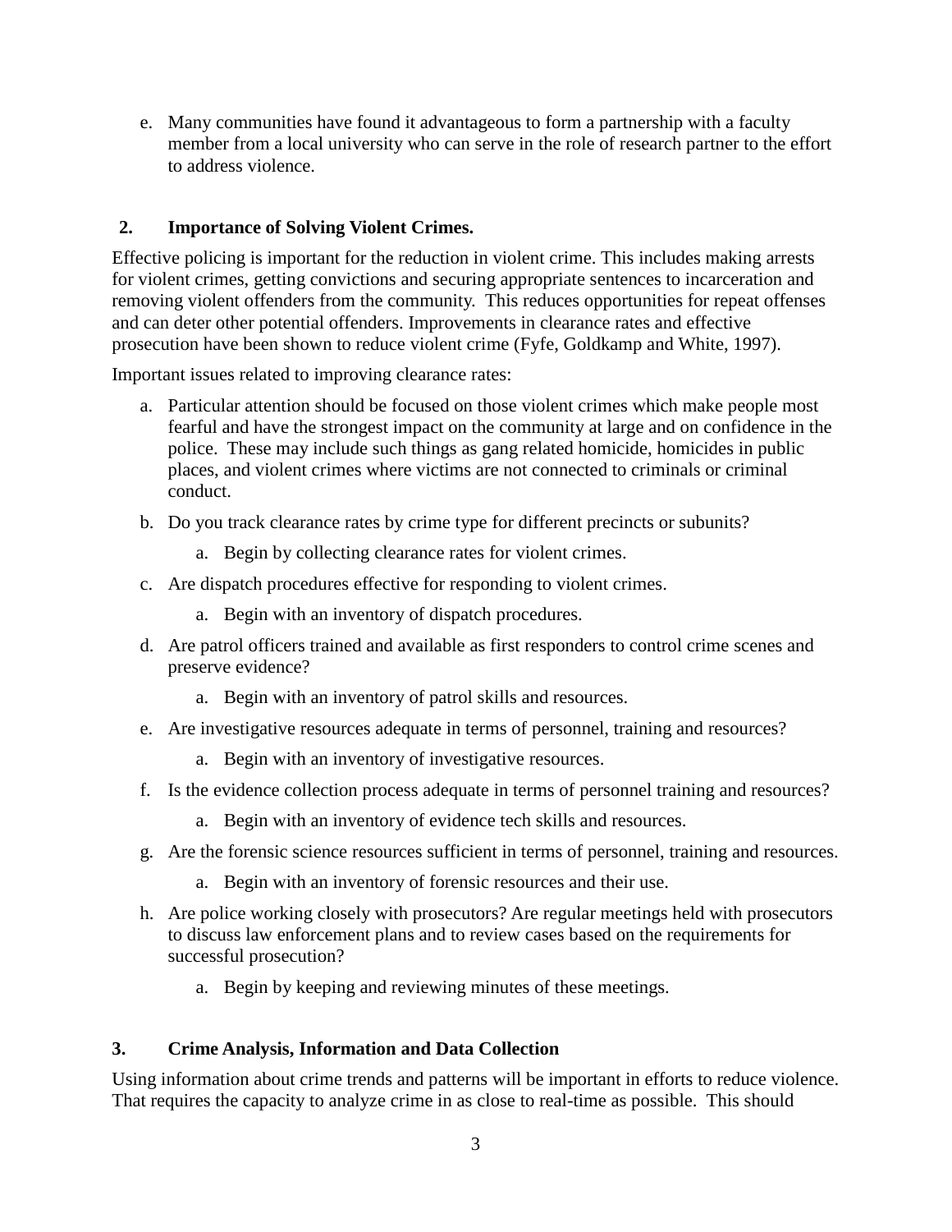e. Many communities have found it advantageous to form a partnership with a faculty member from a local university who can serve in the role of research partner to the effort to address violence.

## 2. Importance of Solving Violent Crimes.

Effective policing is important for the reduction in violent crime. This includes making arrests for violent crimes, getting convictions and securing appropriate sentences to incarceration and removing violent offenders from the community. This reduces opportunities for repeat offenses and can deter other potential offenders. Improvements in clearance rates and effective prosecution have been shown to reduce violent crime (Fyfe, Goldkamp and White, 1997).

Important issues related to improving clearance rates:

a. Particular attention should be focused on those violent crimes which make people most fearful and have the strongest impact on the community at large and on confidence in the police. These may include such things as gang related homicide, homicides in public places, and violent crimes where victims are not connected to criminals or criminal conduct.

b. Do you track clearance rates by crime type for different precincts or subunits?
   a. Begin by collecting clearance rates for violent crimes.

c. Are dispatch procedures effective for responding to violent crimes.
   a. Begin with an inventory of dispatch procedures.

d. Are patrol officers trained and available as first responders to control crime scenes and preserve evidence?
   a. Begin with an inventory of patrol skills and resources.

e. Are investigative resources adequate in terms of personnel, training and resources?
   a. Begin with an inventory of investigative resources.

f. Is the evidence collection process adequate in terms of personnel training and resources?
   a. Begin with an inventory of evidence tech skills and resources.

g. Are the forensic science resources sufficient in terms of personnel, training and resources.
   a. Begin with an inventory of forensic resources and their use.

h. Are police working closely with prosecutors? Are regular meetings held with prosecutors to discuss law enforcement plans and to review cases based on the requirements for successful prosecution?
   a. Begin by keeping and reviewing minutes of these meetings.

## 3. Crime Analysis, Information and Data Collection

Using information about crime trends and patterns will be important in efforts to reduce violence. That requires the capacity to analyze crime in as close to real-time as possible. This should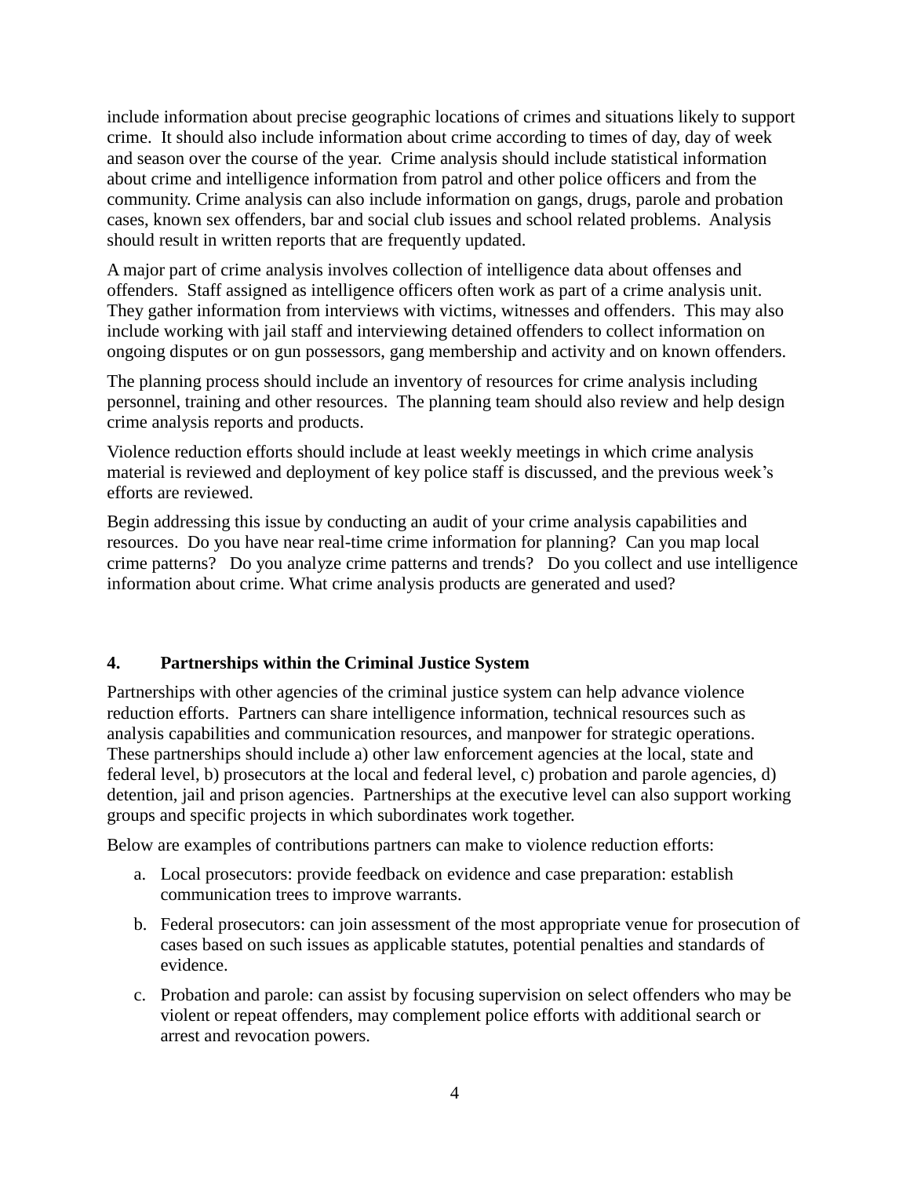include information about precise geographic locations of crimes and situations likely to support crime. It should also include information about crime according to times of day, day of week and season over the course of the year. Crime analysis should include statistical information about crime and intelligence information from patrol and other police officers and from the community. Crime analysis can also include information on gangs, drugs, parole and probation cases, known sex offenders, bar and social club issues and school related problems. Analysis should result in written reports that are frequently updated.

A major part of crime analysis involves collection of intelligence data about offenses and offenders. Staff assigned as intelligence officers often work as part of a crime analysis unit. They gather information from interviews with victims, witnesses and offenders. This may also include working with jail staff and interviewing detained offenders to collect information on ongoing disputes or on gun possessors, gang membership and activity and on known offenders.

The planning process should include an inventory of resources for crime analysis including personnel, training and other resources. The planning team should also review and help design crime analysis reports and products.

Violence reduction efforts should include at least weekly meetings in which crime analysis material is reviewed and deployment of key police staff is discussed, and the previous week's efforts are reviewed.

Begin addressing this issue by conducting an audit of your crime analysis capabilities and resources. Do you have near real-time crime information for planning? Can you map local crime patterns? Do you analyze crime patterns and trends? Do you collect and use intelligence information about crime. What crime analysis products are generated and used?

### 4. Partnerships within the Criminal Justice System

Partnerships with other agencies of the criminal justice system can help advance violence reduction efforts. Partners can share intelligence information, technical resources such as analysis capabilities and communication resources, and manpower for strategic operations. These partnerships should include a) other law enforcement agencies at the local, state and federal level, b) prosecutors at the local and federal level, c) probation and parole agencies, d) detention, jail and prison agencies. Partnerships at the executive level can also support working groups and specific projects in which subordinates work together.

Below are examples of contributions partners can make to violence reduction efforts:

a. Local prosecutors: provide feedback on evidence and case preparation: establish communication trees to improve warrants.

b. Federal prosecutors: can join assessment of the most appropriate venue for prosecution of cases based on such issues as applicable statutes, potential penalties and standards of evidence.

c. Probation and parole: can assist by focusing supervision on select offenders who may be violent or repeat offenders, may complement police efforts with additional search or arrest and revocation powers.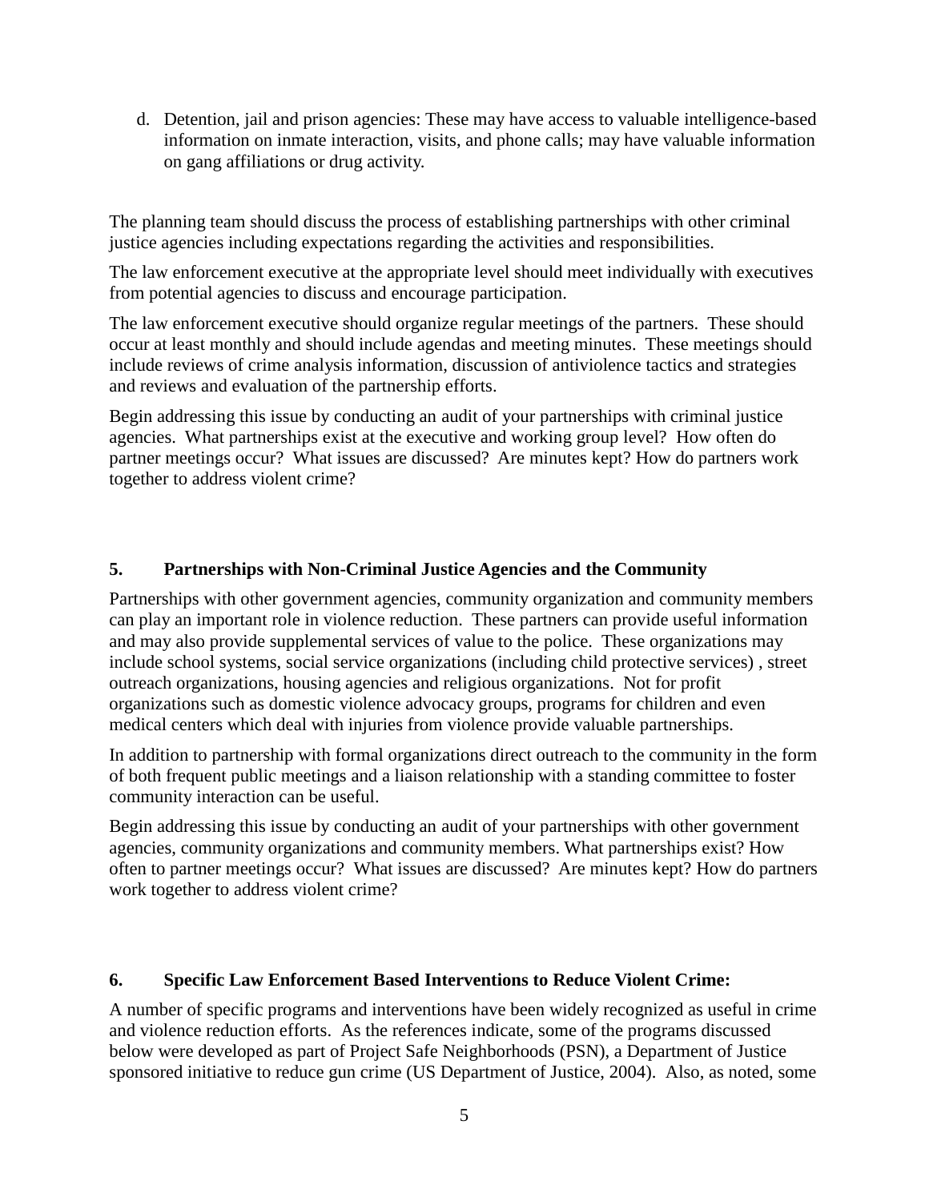d. Detention, jail and prison agencies: These may have access to valuable intelligence-based information on inmate interaction, visits, and phone calls; may have valuable information on gang affiliations or drug activity.

The planning team should discuss the process of establishing partnerships with other criminal justice agencies including expectations regarding the activities and responsibilities.

The law enforcement executive at the appropriate level should meet individually with executives from potential agencies to discuss and encourage participation.

The law enforcement executive should organize regular meetings of the partners. These should occur at least monthly and should include agendas and meeting minutes. These meetings should include reviews of crime analysis information, discussion of antiviolence tactics and strategies and reviews and evaluation of the partnership efforts.

Begin addressing this issue by conducting an audit of your partnerships with criminal justice agencies. What partnerships exist at the executive and working group level? How often do partner meetings occur? What issues are discussed? Are minutes kept? How do partners work together to address violent crime?

### 5. Partnerships with Non-Criminal Justice Agencies and the Community

Partnerships with other government agencies, community organization and community members can play an important role in violence reduction. These partners can provide useful information and may also provide supplemental services of value to the police. These organizations may include school systems, social service organizations (including child protective services) , street outreach organizations, housing agencies and religious organizations. Not for profit organizations such as domestic violence advocacy groups, programs for children and even medical centers which deal with injuries from violence provide valuable partnerships.

In addition to partnership with formal organizations direct outreach to the community in the form of both frequent public meetings and a liaison relationship with a standing committee to foster community interaction can be useful.

Begin addressing this issue by conducting an audit of your partnerships with other government agencies, community organizations and community members. What partnerships exist? How often to partner meetings occur? What issues are discussed? Are minutes kept? How do partners work together to address violent crime?

### 6. Specific Law Enforcement Based Interventions to Reduce Violent Crime:

A number of specific programs and interventions have been widely recognized as useful in crime and violence reduction efforts. As the references indicate, some of the programs discussed below were developed as part of Project Safe Neighborhoods (PSN), a Department of Justice sponsored initiative to reduce gun crime (US Department of Justice, 2004). Also, as noted, some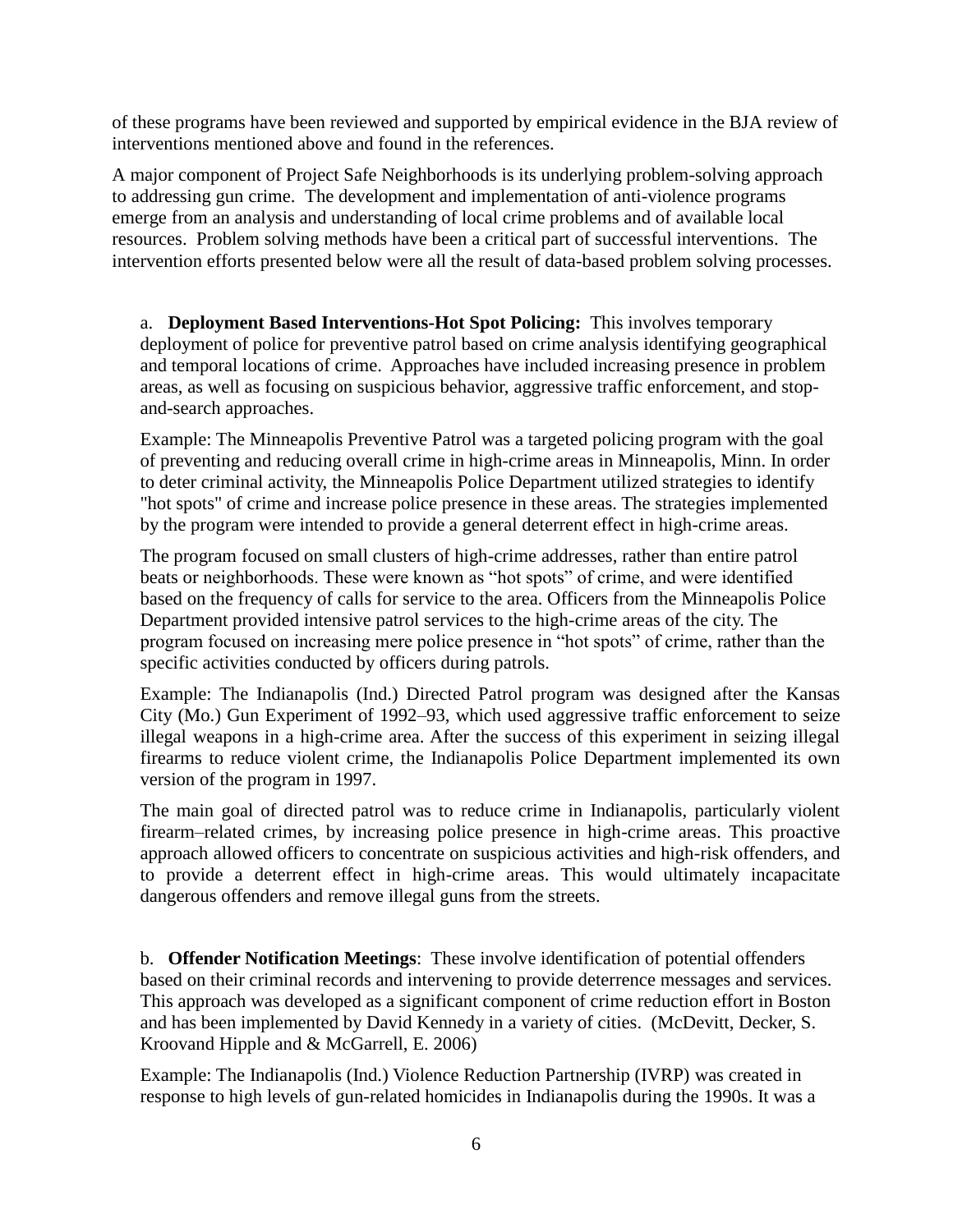of these programs have been reviewed and supported by empirical evidence in the BJA review of interventions mentioned above and found in the references.

A major component of Project Safe Neighborhoods is its underlying problem-solving approach to addressing gun crime. The development and implementation of anti-violence programs emerge from an analysis and understanding of local crime problems and of available local resources. Problem solving methods have been a critical part of successful interventions. The intervention efforts presented below were all the result of data-based problem solving processes.

a. **Deployment Based Interventions-Hot Spot Policing:** This involves temporary deployment of police for preventive patrol based on crime analysis identifying geographical and temporal locations of crime. Approaches have included increasing presence in problem areas, as well as focusing on suspicious behavior, aggressive traffic enforcement, and stop-and-search approaches.

Example: The Minneapolis Preventive Patrol was a targeted policing program with the goal of preventing and reducing overall crime in high-crime areas in Minneapolis, Minn. In order to deter criminal activity, the Minneapolis Police Department utilized strategies to identify "hot spots" of crime and increase police presence in these areas. The strategies implemented by the program were intended to provide a general deterrent effect in high-crime areas.

The program focused on small clusters of high-crime addresses, rather than entire patrol beats or neighborhoods. These were known as "hot spots" of crime, and were identified based on the frequency of calls for service to the area. Officers from the Minneapolis Police Department provided intensive patrol services to the high-crime areas of the city. The program focused on increasing mere police presence in "hot spots" of crime, rather than the specific activities conducted by officers during patrols.

Example: The Indianapolis (Ind.) Directed Patrol program was designed after the Kansas City (Mo.) Gun Experiment of 1992–93, which used aggressive traffic enforcement to seize illegal weapons in a high-crime area. After the success of this experiment in seizing illegal firearms to reduce violent crime, the Indianapolis Police Department implemented its own version of the program in 1997.

The main goal of directed patrol was to reduce crime in Indianapolis, particularly violent firearm–related crimes, by increasing police presence in high-crime areas. This proactive approach allowed officers to concentrate on suspicious activities and high-risk offenders, and to provide a deterrent effect in high-crime areas. This would ultimately incapacitate dangerous offenders and remove illegal guns from the streets.

b. **Offender Notification Meetings**: These involve identification of potential offenders based on their criminal records and intervening to provide deterrence messages and services. This approach was developed as a significant component of crime reduction effort in Boston and has been implemented by David Kennedy in a variety of cities. (McDevitt, Decker, S. Kroovand Hipple and & McGarrell, E. 2006)

Example: The Indianapolis (Ind.) Violence Reduction Partnership (IVRP) was created in response to high levels of gun-related homicides in Indianapolis during the 1990s. It was a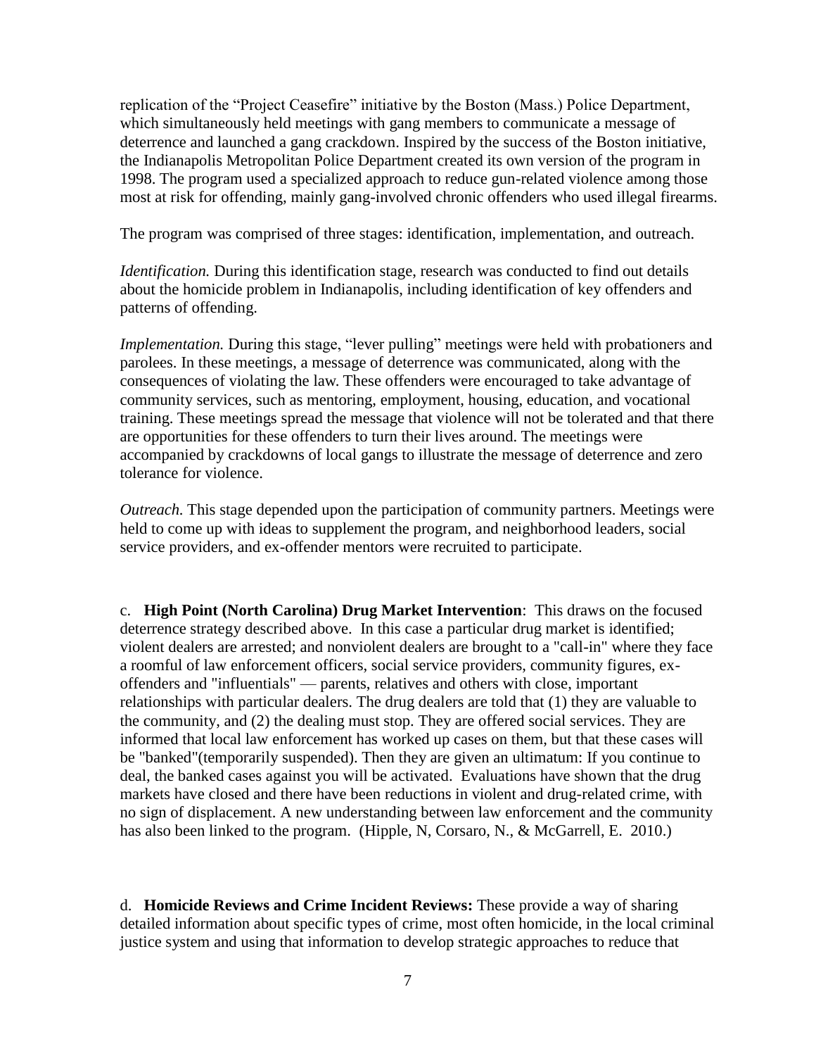replication of the "Project Ceasefire" initiative by the Boston (Mass.) Police Department, which simultaneously held meetings with gang members to communicate a message of deterrence and launched a gang crackdown. Inspired by the success of the Boston initiative, the Indianapolis Metropolitan Police Department created its own version of the program in 1998. The program used a specialized approach to reduce gun-related violence among those most at risk for offending, mainly gang-involved chronic offenders who used illegal firearms.

The program was comprised of three stages: identification, implementation, and outreach.

*Identification.* During this identification stage, research was conducted to find out details about the homicide problem in Indianapolis, including identification of key offenders and patterns of offending.

*Implementation.* During this stage, "lever pulling" meetings were held with probationers and parolees. In these meetings, a message of deterrence was communicated, along with the consequences of violating the law. These offenders were encouraged to take advantage of community services, such as mentoring, employment, housing, education, and vocational training. These meetings spread the message that violence will not be tolerated and that there are opportunities for these offenders to turn their lives around. The meetings were accompanied by crackdowns of local gangs to illustrate the message of deterrence and zero tolerance for violence.

*Outreach.* This stage depended upon the participation of community partners. Meetings were held to come up with ideas to supplement the program, and neighborhood leaders, social service providers, and ex-offender mentors were recruited to participate.

c. **High Point (North Carolina) Drug Market Intervention**: This draws on the focused deterrence strategy described above. In this case a particular drug market is identified; violent dealers are arrested; and nonviolent dealers are brought to a "call-in" where they face a roomful of law enforcement officers, social service providers, community figures, ex-offenders and "influentials" — parents, relatives and others with close, important relationships with particular dealers. The drug dealers are told that (1) they are valuable to the community, and (2) the dealing must stop. They are offered social services. They are informed that local law enforcement has worked up cases on them, but that these cases will be "banked"(temporarily suspended). Then they are given an ultimatum: If you continue to deal, the banked cases against you will be activated. Evaluations have shown that the drug markets have closed and there have been reductions in violent and drug-related crime, with no sign of displacement. A new understanding between law enforcement and the community has also been linked to the program. (Hipple, N, Corsaro, N., & McGarrell, E. 2010.)

d. **Homicide Reviews and Crime Incident Reviews:** These provide a way of sharing detailed information about specific types of crime, most often homicide, in the local criminal justice system and using that information to develop strategic approaches to reduce that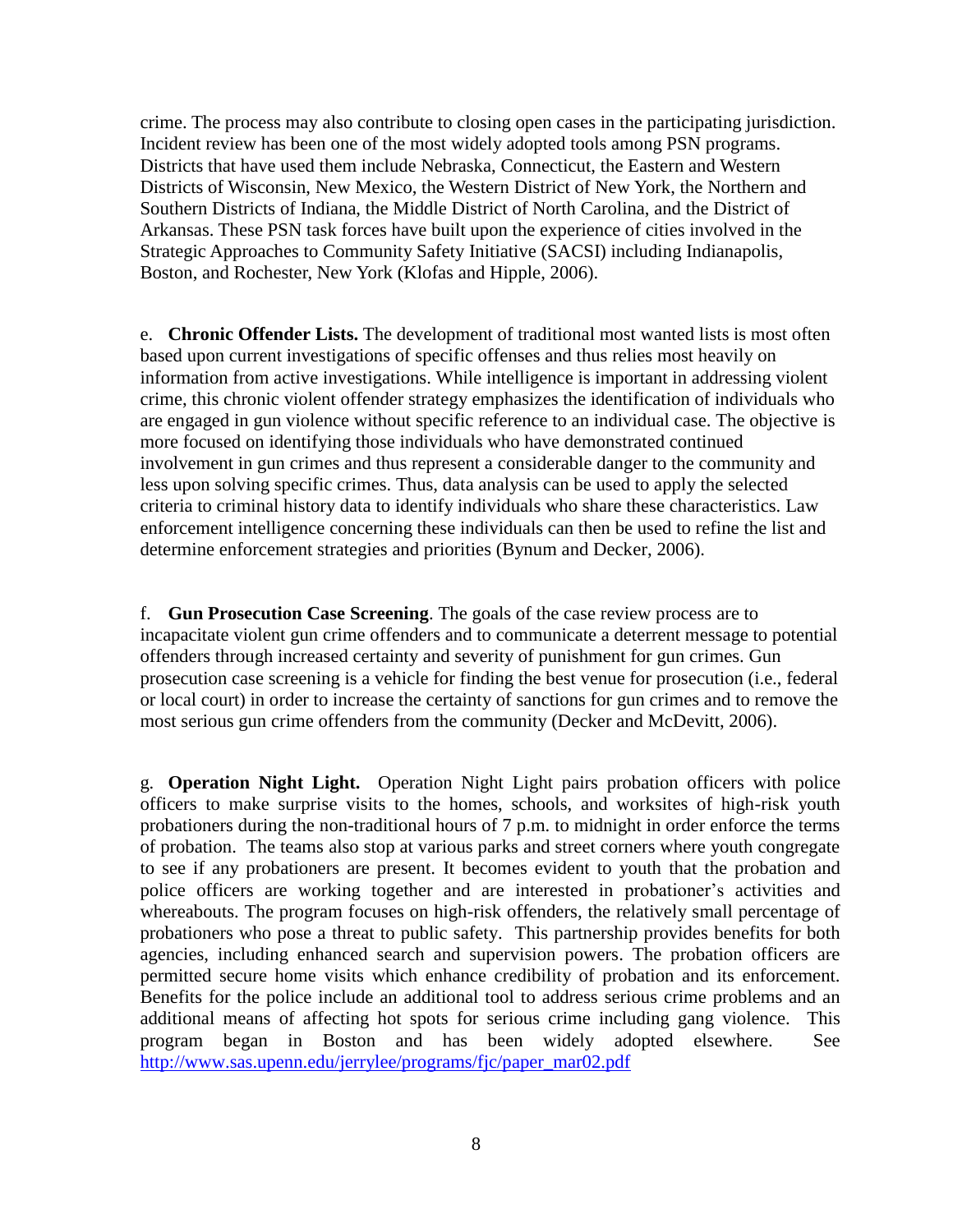crime. The process may also contribute to closing open cases in the participating jurisdiction. Incident review has been one of the most widely adopted tools among PSN programs. Districts that have used them include Nebraska, Connecticut, the Eastern and Western Districts of Wisconsin, New Mexico, the Western District of New York, the Northern and Southern Districts of Indiana, the Middle District of North Carolina, and the District of Arkansas. These PSN task forces have built upon the experience of cities involved in the Strategic Approaches to Community Safety Initiative (SACSI) including Indianapolis, Boston, and Rochester, New York (Klofas and Hipple, 2006).

e. **Chronic Offender Lists.** The development of traditional most wanted lists is most often based upon current investigations of specific offenses and thus relies most heavily on information from active investigations. While intelligence is important in addressing violent crime, this chronic violent offender strategy emphasizes the identification of individuals who are engaged in gun violence without specific reference to an individual case. The objective is more focused on identifying those individuals who have demonstrated continued involvement in gun crimes and thus represent a considerable danger to the community and less upon solving specific crimes. Thus, data analysis can be used to apply the selected criteria to criminal history data to identify individuals who share these characteristics. Law enforcement intelligence concerning these individuals can then be used to refine the list and determine enforcement strategies and priorities (Bynum and Decker, 2006).

f. **Gun Prosecution Case Screening**. The goals of the case review process are to incapacitate violent gun crime offenders and to communicate a deterrent message to potential offenders through increased certainty and severity of punishment for gun crimes. Gun prosecution case screening is a vehicle for finding the best venue for prosecution (i.e., federal or local court) in order to increase the certainty of sanctions for gun crimes and to remove the most serious gun crime offenders from the community (Decker and McDevitt, 2006).

g. **Operation Night Light.** Operation Night Light pairs probation officers with police officers to make surprise visits to the homes, schools, and worksites of high-risk youth probationers during the non-traditional hours of 7 p.m. to midnight in order enforce the terms of probation. The teams also stop at various parks and street corners where youth congregate to see if any probationers are present. It becomes evident to youth that the probation and police officers are working together and are interested in probationer's activities and whereabouts. The program focuses on high-risk offenders, the relatively small percentage of probationers who pose a threat to public safety. This partnership provides benefits for both agencies, including enhanced search and supervision powers. The probation officers are permitted secure home visits which enhance credibility of probation and its enforcement. Benefits for the police include an additional tool to address serious crime problems and an additional means of affecting hot spots for serious crime including gang violence. This program began in Boston and has been widely adopted elsewhere. See http://www.sas.upenn.edu/jerrylee/programs/fjc/paper_mar02.pdf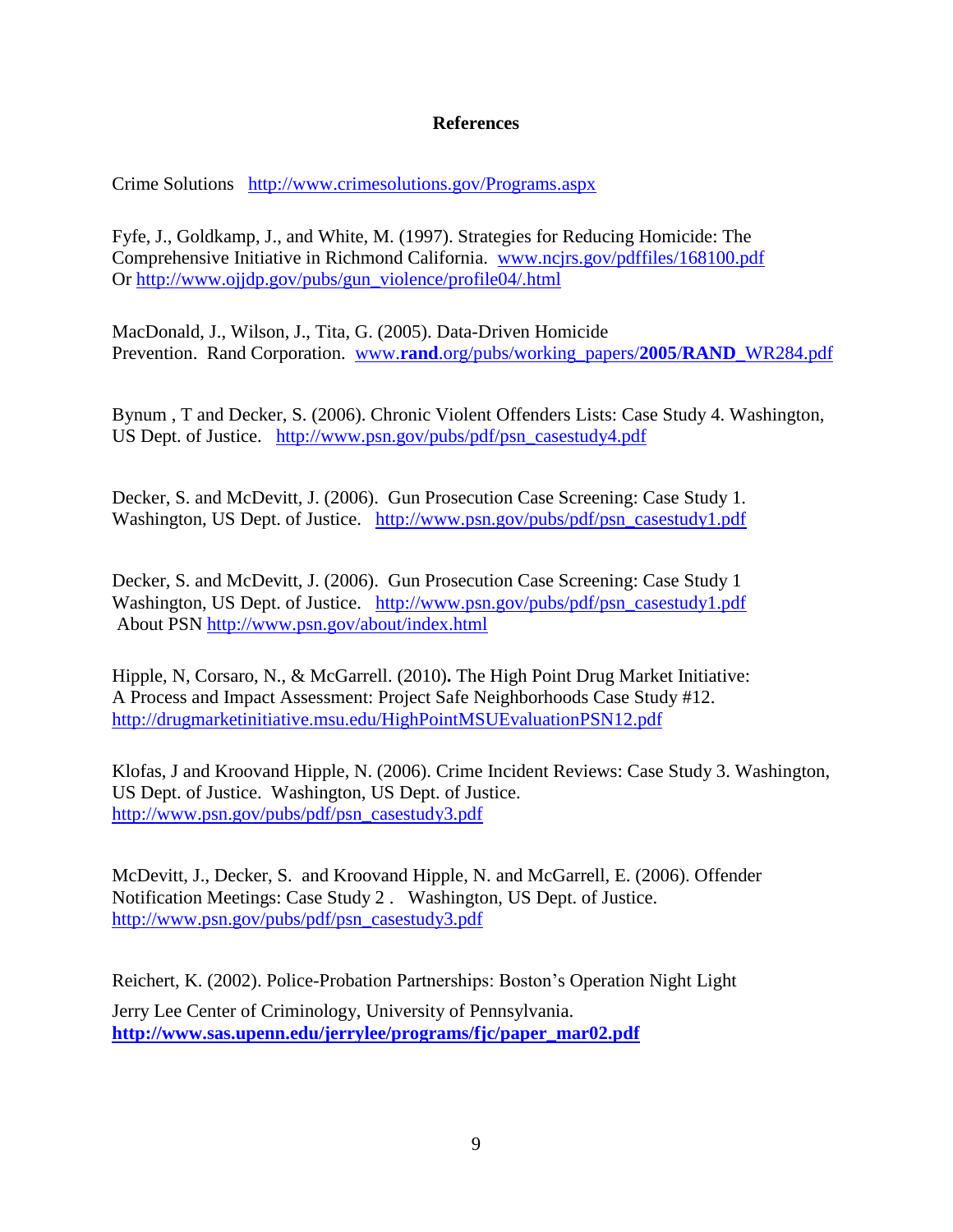## References

Crime Solutions http://www.crimesolutions.gov/Programs.aspx

Fyfe, J., Goldkamp, J., and White, M. (1997). Strategies for Reducing Homicide: The Comprehensive Initiative in Richmond California. www.ncjrs.gov/pdffiles/168100.pdf Or http://www.ojjdp.gov/pubs/gun_violence/profile04/.html

MacDonald, J., Wilson, J., Tita, G. (2005). Data-Driven Homicide Prevention. Rand Corporation. www.**rand**.org/pubs/working_papers/**2005**/**RAND**_WR284.pdf

Bynum , T and Decker, S. (2006). Chronic Violent Offenders Lists: Case Study 4. Washington, US Dept. of Justice. http://www.psn.gov/pubs/pdf/psn_casestudy4.pdf

Decker, S. and McDevitt, J. (2006). Gun Prosecution Case Screening: Case Study 1. Washington, US Dept. of Justice. http://www.psn.gov/pubs/pdf/psn_casestudy1.pdf

Decker, S. and McDevitt, J. (2006). Gun Prosecution Case Screening: Case Study 1 Washington, US Dept. of Justice. http://www.psn.gov/pubs/pdf/psn_casestudy1.pdf
About PSN http://www.psn.gov/about/index.html

Hipple, N, Corsaro, N., & McGarrell. (2010)**.** The High Point Drug Market Initiative: A Process and Impact Assessment: Project Safe Neighborhoods Case Study #12. http://drugmarketinitiative.msu.edu/HighPointMSUEvaluationPSN12.pdf

Klofas, J and Kroovand Hipple, N. (2006). Crime Incident Reviews: Case Study 3. Washington, US Dept. of Justice. Washington, US Dept. of Justice. http://www.psn.gov/pubs/pdf/psn_casestudy3.pdf

McDevitt, J., Decker, S. and Kroovand Hipple, N. and McGarrell, E. (2006). Offender Notification Meetings: Case Study 2 . Washington, US Dept. of Justice. http://www.psn.gov/pubs/pdf/psn_casestudy3.pdf

Reichert, K. (2002). Police-Probation Partnerships: Boston's Operation Night Light

Jerry Lee Center of Criminology, University of Pennsylvania. **http://www.sas.upenn.edu/jerrylee/programs/fjc/paper_mar02.pdf**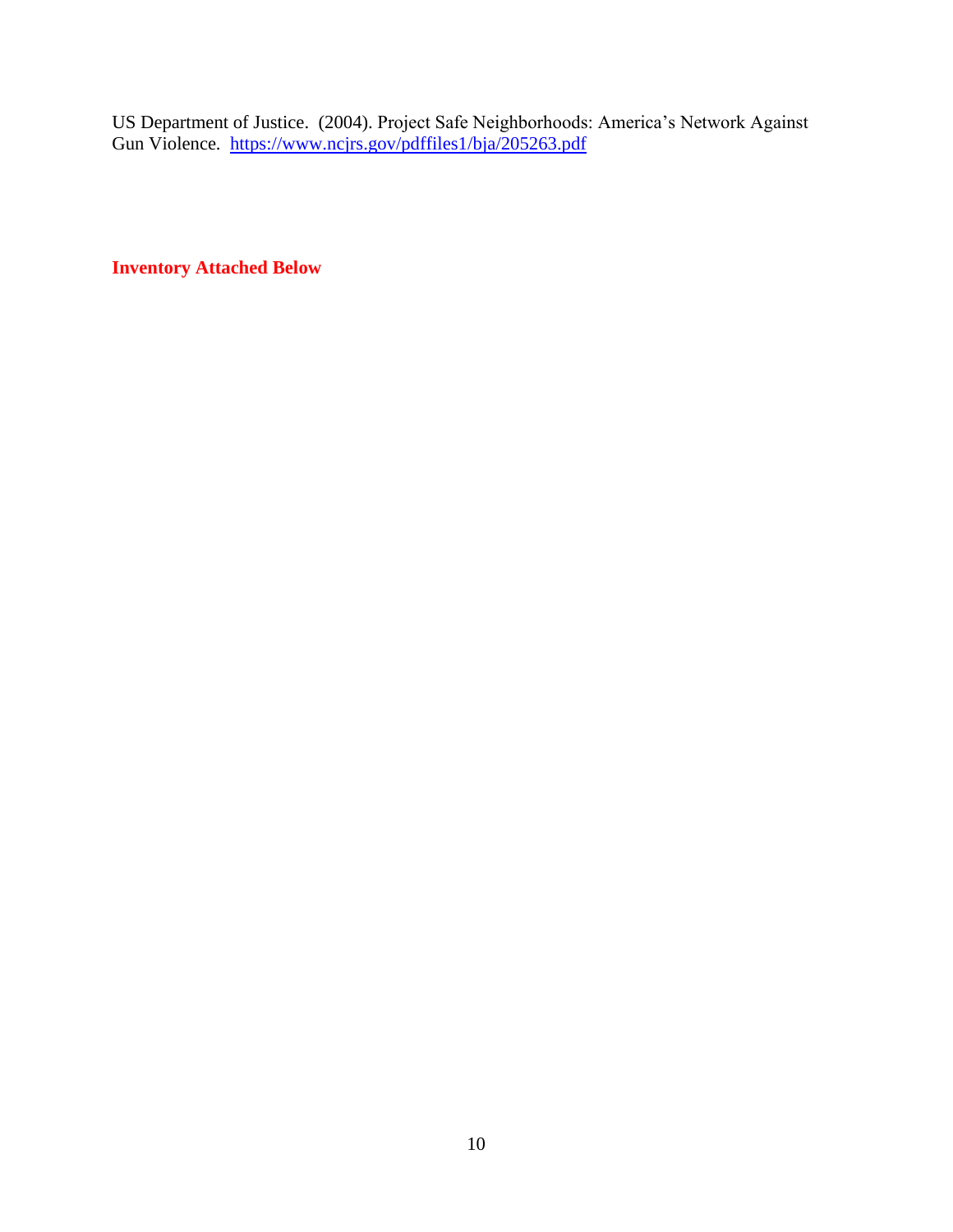US Department of Justice. (2004). Project Safe Neighborhoods: America's Network Against Gun Violence. https://www.ncjrs.gov/pdffiles1/bja/205263.pdf

**Inventory Attached Below**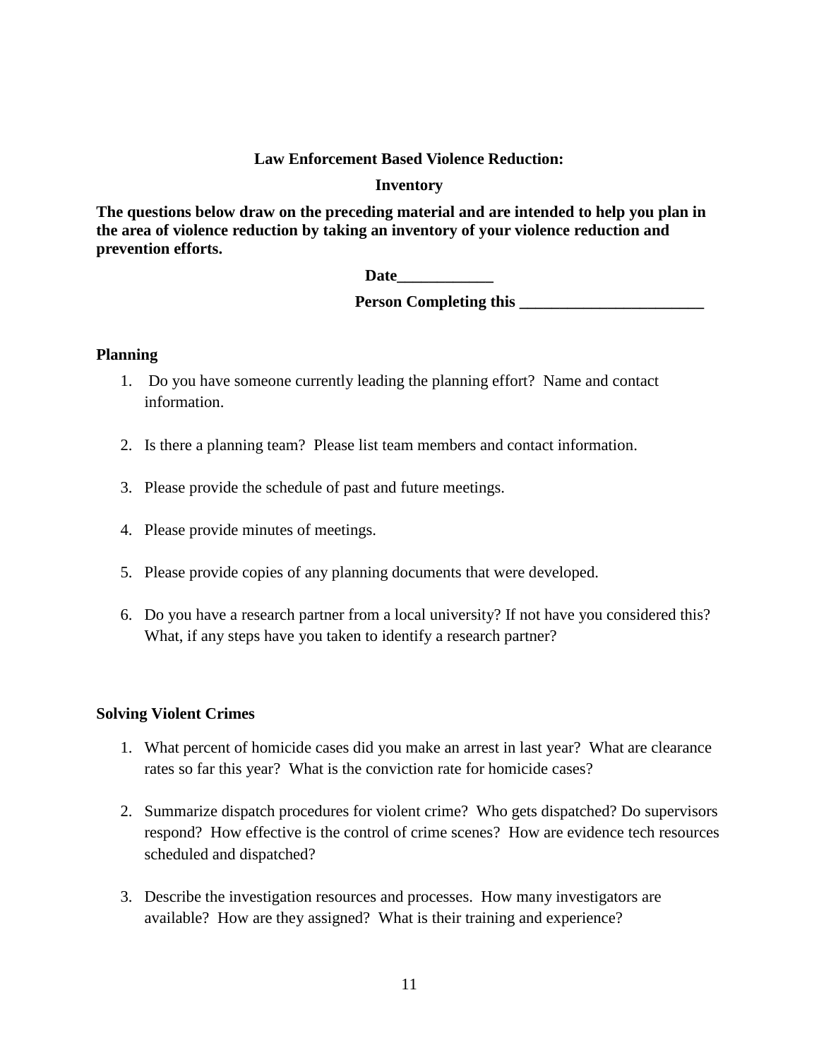**Law Enforcement Based Violence Reduction:**

**Inventory**

**The questions below draw on the preceding material and are intended to help you plan in the area of violence reduction by taking an inventory of your violence reduction and prevention efforts.**

**Date____________**

**Person Completing this _______________________**

**Planning**

1. Do you have someone currently leading the planning effort? Name and contact information.
2. Is there a planning team? Please list team members and contact information.
3. Please provide the schedule of past and future meetings.
4. Please provide minutes of meetings.
5. Please provide copies of any planning documents that were developed.
6. Do you have a research partner from a local university? If not have you considered this? What, if any steps have you taken to identify a research partner?

**Solving Violent Crimes**

1. What percent of homicide cases did you make an arrest in last year? What are clearance rates so far this year? What is the conviction rate for homicide cases?
2. Summarize dispatch procedures for violent crime? Who gets dispatched? Do supervisors respond? How effective is the control of crime scenes? How are evidence tech resources scheduled and dispatched?
3. Describe the investigation resources and processes. How many investigators are available? How are they assigned? What is their training and experience?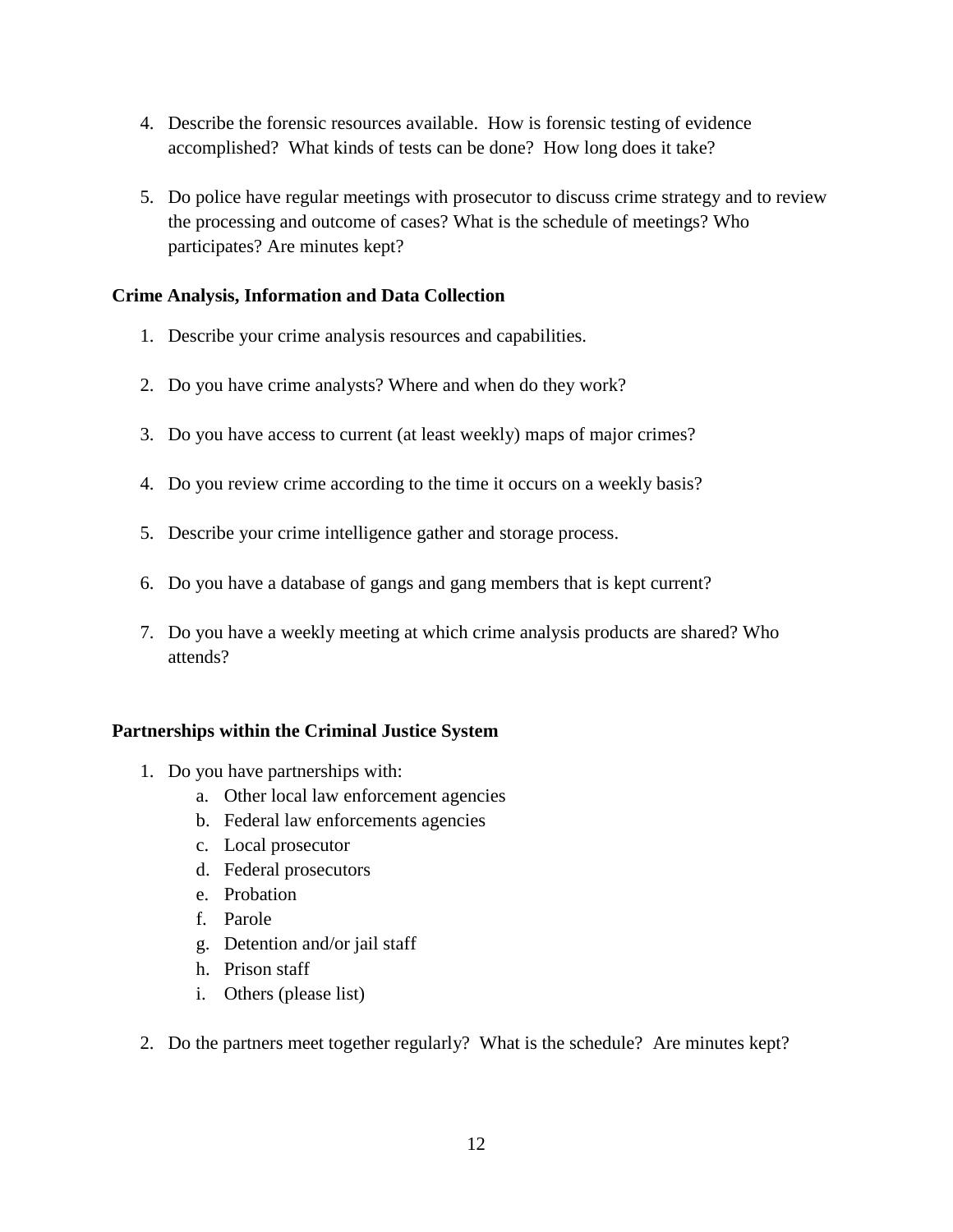4. Describe the forensic resources available. How is forensic testing of evidence accomplished? What kinds of tests can be done? How long does it take?

5. Do police have regular meetings with prosecutor to discuss crime strategy and to review the processing and outcome of cases? What is the schedule of meetings? Who participates? Are minutes kept?

**Crime Analysis, Information and Data Collection**

1. Describe your crime analysis resources and capabilities.

2. Do you have crime analysts? Where and when do they work?

3. Do you have access to current (at least weekly) maps of major crimes?

4. Do you review crime according to the time it occurs on a weekly basis?

5. Describe your crime intelligence gather and storage process.

6. Do you have a database of gangs and gang members that is kept current?

7. Do you have a weekly meeting at which crime analysis products are shared? Who attends?

**Partnerships within the Criminal Justice System**

1. Do you have partnerships with:
    a. Other local law enforcement agencies
    b. Federal law enforcements agencies
    c. Local prosecutor
    d. Federal prosecutors
    e. Probation
    f. Parole
    g. Detention and/or jail staff
    h. Prison staff
    i. Others (please list)

2. Do the partners meet together regularly? What is the schedule? Are minutes kept?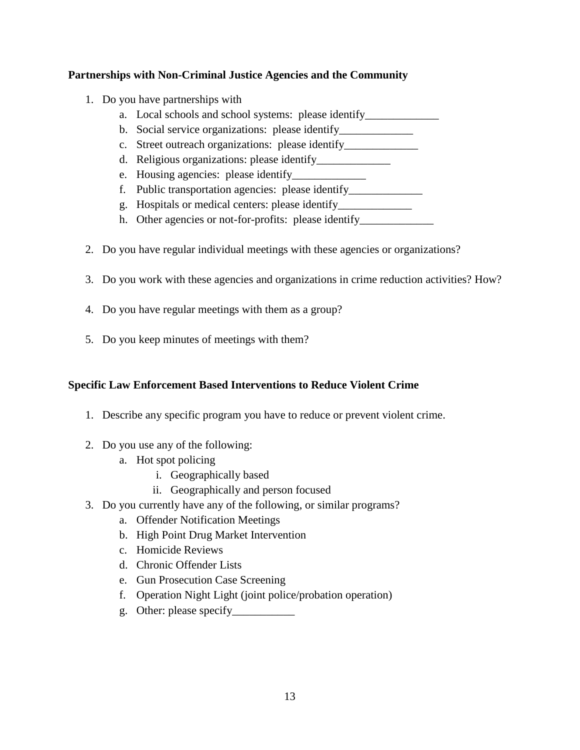**Partnerships with Non-Criminal Justice Agencies and the Community**

1. Do you have partnerships with
   a. Local schools and school systems: please identify_____________
   b. Social service organizations: please identify_____________
   c. Street outreach organizations: please identify_____________
   d. Religious organizations: please identify_____________
   e. Housing agencies: please identify_____________
   f. Public transportation agencies: please identify_____________
   g. Hospitals or medical centers: please identify_____________
   h. Other agencies or not-for-profits: please identify_____________

2. Do you have regular individual meetings with these agencies or organizations?

3. Do you work with these agencies and organizations in crime reduction activities? How?

4. Do you have regular meetings with them as a group?

5. Do you keep minutes of meetings with them?

**Specific Law Enforcement Based Interventions to Reduce Violent Crime**

1. Describe any specific program you have to reduce or prevent violent crime.

2. Do you use any of the following:
   a. Hot spot policing
      i. Geographically based
      ii. Geographically and person focused
3. Do you currently have any of the following, or similar programs?
   a. Offender Notification Meetings
   b. High Point Drug Market Intervention
   c. Homicide Reviews
   d. Chronic Offender Lists
   e. Gun Prosecution Case Screening
   f. Operation Night Light (joint police/probation operation)
   g. Other: please specify___________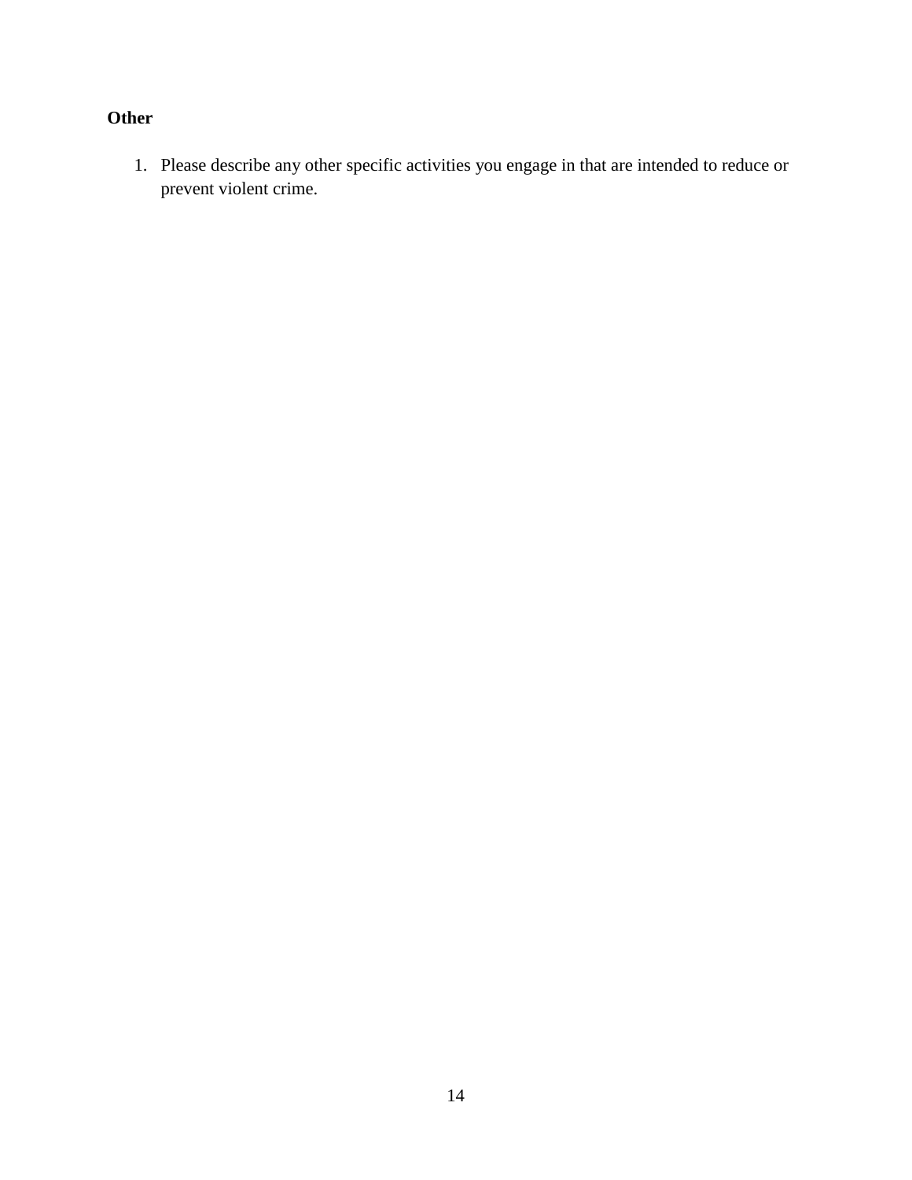**Other**

1. Please describe any other specific activities you engage in that are intended to reduce or prevent violent crime.